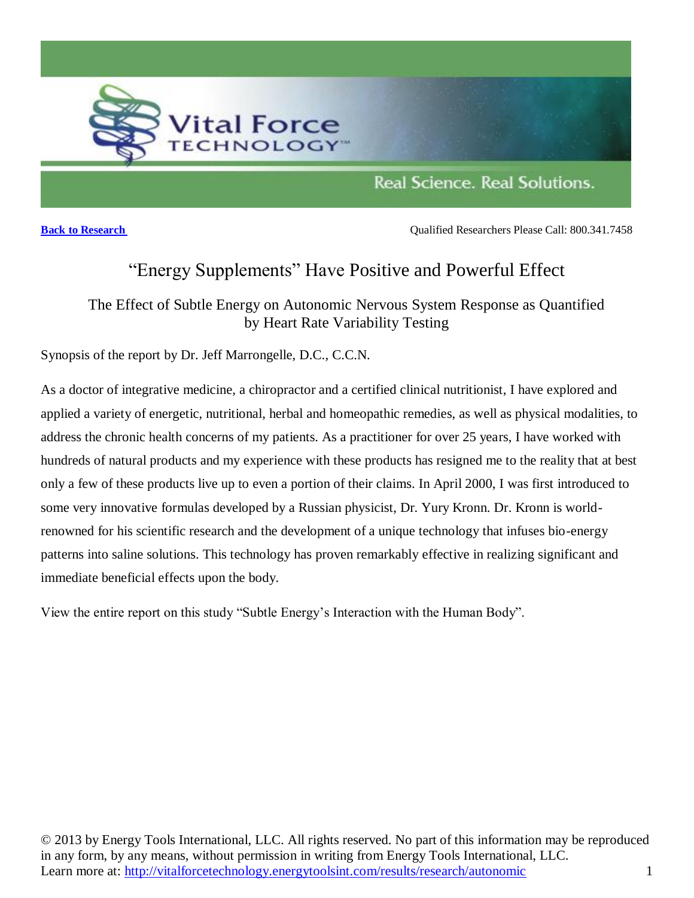Vital Force TECHNOLOGY™

Real Science. Real Solutions.

[Back to Research](#)

Qualified Researchers Please Call: 800.341.7458

# "Energy Supplements" Have Positive and Powerful Effect

## The Effect of Subtle Energy on Autonomic Nervous System Response as Quantified by Heart Rate Variability Testing

Synopsis of the report by Dr. Jeff Marrongelle, D.C., C.C.N.

As a doctor of integrative medicine, a chiropractor and a certified clinical nutritionist, I have explored and applied a variety of energetic, nutritional, herbal and homeopathic remedies, as well as physical modalities, to address the chronic health concerns of my patients. As a practitioner for over 25 years, I have worked with hundreds of natural products and my experience with these products has resigned me to the reality that at best only a few of these products live up to even a portion of their claims. In April 2000, I was first introduced to some very innovative formulas developed by a Russian physicist, Dr. Yury Kronn. Dr. Kronn is world-renowned for his scientific research and the development of a unique technology that infuses bio-energy patterns into saline solutions. This technology has proven remarkably effective in realizing significant and immediate beneficial effects upon the body.

View the entire report on this study "Subtle Energy's Interaction with the Human Body".

© 2013 by Energy Tools International, LLC. All rights reserved. No part of this information may be reproduced in any form, by any means, without permission in writing from Energy Tools International, LLC.
Learn more at: [http://vitalforcetechnology.energytoolsint.com/results/research/autonomic](http://vitalforcetechnology.energytoolsint.com/results/research/autonomic)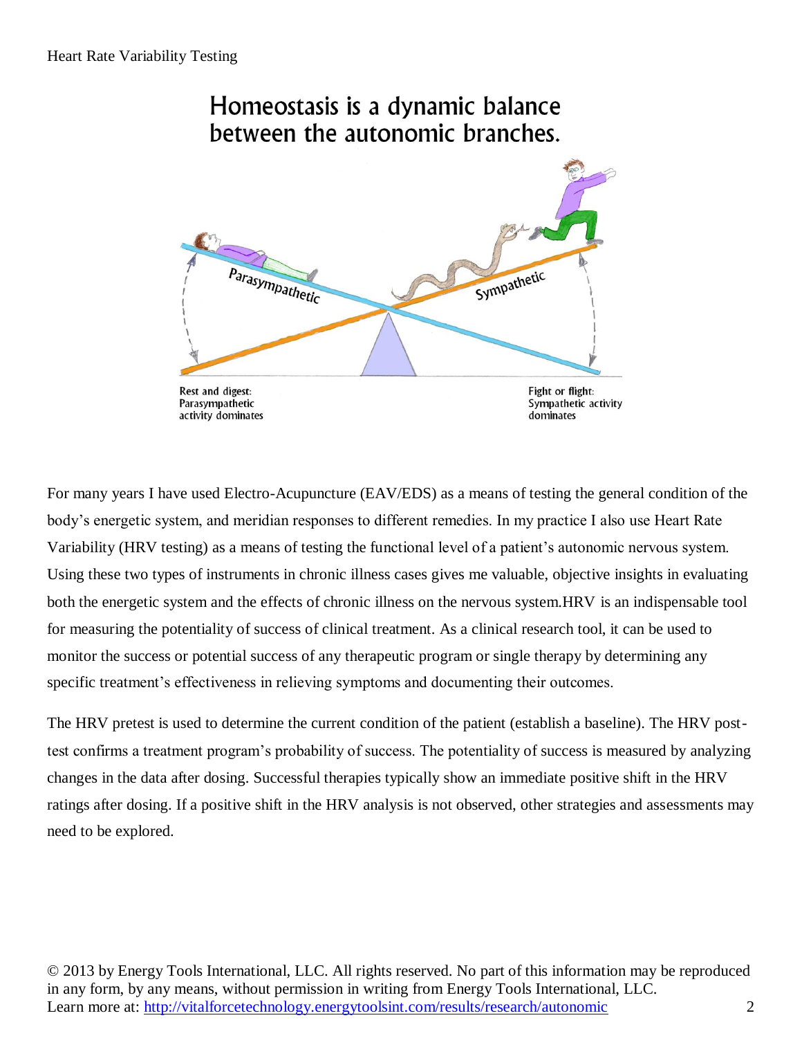## Homeostasis is a dynamic balance between the autonomic branches.

Parasympathetic

Sympathetic

Rest and digest:
Parasympathetic activity dominates

Fight or flight:
Sympathetic activity dominates

For many years I have used Electro-Acupuncture (EAV/EDS) as a means of testing the general condition of the body's energetic system, and meridian responses to different remedies. In my practice I also use Heart Rate Variability (HRV testing) as a means of testing the functional level of a patient's autonomic nervous system. Using these two types of instruments in chronic illness cases gives me valuable, objective insights in evaluating both the energetic system and the effects of chronic illness on the nervous system.HRV is an indispensable tool for measuring the potentiality of success of clinical treatment. As a clinical research tool, it can be used to monitor the success or potential success of any therapeutic program or single therapy by determining any specific treatment's effectiveness in relieving symptoms and documenting their outcomes.

The HRV pretest is used to determine the current condition of the patient (establish a baseline). The HRV post-test confirms a treatment program's probability of success. The potentiality of success is measured by analyzing changes in the data after dosing. Successful therapies typically show an immediate positive shift in the HRV ratings after dosing. If a positive shift in the HRV analysis is not observed, other strategies and assessments may need to be explored.

© 2013 by Energy Tools International, LLC. All rights reserved. No part of this information may be reproduced in any form, by any means, without permission in writing from Energy Tools International, LLC.
Learn more at: http://vitalforcetechnology.energytoolsint.com/results/research/autonomic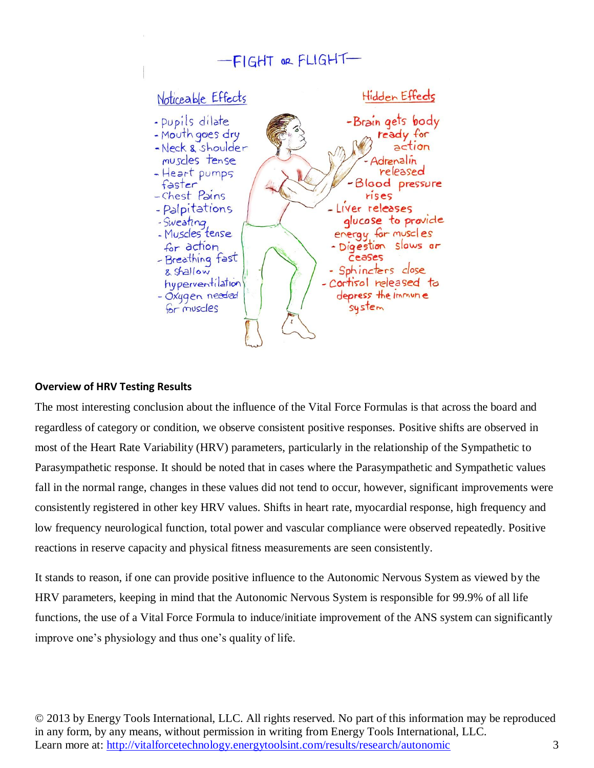—FIGHT OR FLIGHT—

**Noticeable Effects**

- Pupils dilate
- Mouth goes dry
- Neck & shoulder muscles tense
- Heart pumps faster
- Chest Pains
- Palpitations
- Sweating
- Muscles tense for action
- Breathing fast & shallow hyperventilation
- Oxygen needed for muscles

**Hidden Effects**

- Brain gets body ready for action
- Adrenalin released
- Blood pressure rises
- Liver releases glucose to provide energy for muscles
- Digestion slows or ceases
- Sphincters close
- Cortisol released to depress the immune system

**Overview of HRV Testing Results**

The most interesting conclusion about the influence of the Vital Force Formulas is that across the board and regardless of category or condition, we observe consistent positive responses. Positive shifts are observed in most of the Heart Rate Variability (HRV) parameters, particularly in the relationship of the Sympathetic to Parasympathetic response. It should be noted that in cases where the Parasympathetic and Sympathetic values fall in the normal range, changes in these values did not tend to occur, however, significant improvements were consistently registered in other key HRV values. Shifts in heart rate, myocardial response, high frequency and low frequency neurological function, total power and vascular compliance were observed repeatedly. Positive reactions in reserve capacity and physical fitness measurements are seen consistently.

It stands to reason, if one can provide positive influence to the Autonomic Nervous System as viewed by the HRV parameters, keeping in mind that the Autonomic Nervous System is responsible for 99.9% of all life functions, the use of a Vital Force Formula to induce/initiate improvement of the ANS system can significantly improve one's physiology and thus one's quality of life.

© 2013 by Energy Tools International, LLC. All rights reserved. No part of this information may be reproduced in any form, by any means, without permission in writing from Energy Tools International, LLC.
Learn more at: http://vitalforcetechnology.energytoolsint.com/results/research/autonomic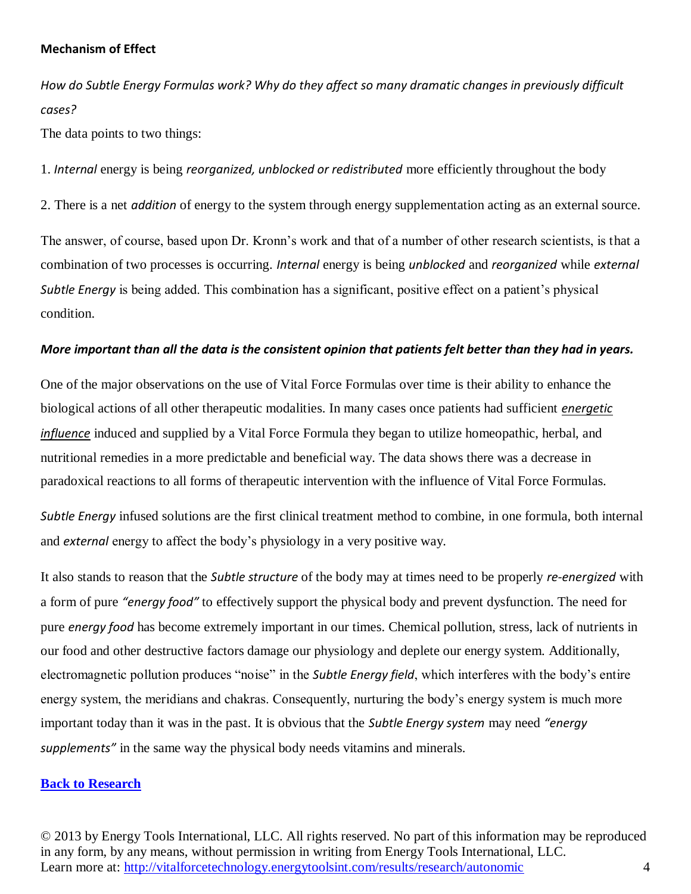**Mechanism of Effect**

*How do Subtle Energy Formulas work? Why do they affect so many dramatic changes in previously difficult cases?*

The data points to two things:

1. *Internal* energy is being *reorganized, unblocked or redistributed* more efficiently throughout the body

2. There is a net *addition* of energy to the system through energy supplementation acting as an external source.

The answer, of course, based upon Dr. Kronn's work and that of a number of other research scientists, is that a combination of two processes is occurring. *Internal* energy is being *unblocked* and *reorganized* while *external Subtle Energy* is being added. This combination has a significant, positive effect on a patient's physical condition.

***More important than all the data is the consistent opinion that patients felt better than they had in years.***

One of the major observations on the use of Vital Force Formulas over time is their ability to enhance the biological actions of all other therapeutic modalities. In many cases once patients had sufficient ***energetic influence*** induced and supplied by a Vital Force Formula they began to utilize homeopathic, herbal, and nutritional remedies in a more predictable and beneficial way. The data shows there was a decrease in paradoxical reactions to all forms of therapeutic intervention with the influence of Vital Force Formulas.

*Subtle Energy* infused solutions are the first clinical treatment method to combine, in one formula, both internal and *external* energy to affect the body's physiology in a very positive way.

It also stands to reason that the *Subtle structure* of the body may at times need to be properly *re-energized* with a form of pure *"energy food"* to effectively support the physical body and prevent dysfunction. The need for pure *energy food* has become extremely important in our times. Chemical pollution, stress, lack of nutrients in our food and other destructive factors damage our physiology and deplete our energy system. Additionally, electromagnetic pollution produces "noise" in the *Subtle Energy field*, which interferes with the body's entire energy system, the meridians and chakras. Consequently, nurturing the body's energy system is much more important today than it was in the past. It is obvious that the *Subtle Energy system* may need *"energy supplements"* in the same way the physical body needs vitamins and minerals.

**Back to Research**

© 2013 by Energy Tools International, LLC. All rights reserved. No part of this information may be reproduced in any form, by any means, without permission in writing from Energy Tools International, LLC.
Learn more at: http://vitalforcetechnology.energytoolsint.com/results/research/autonomic